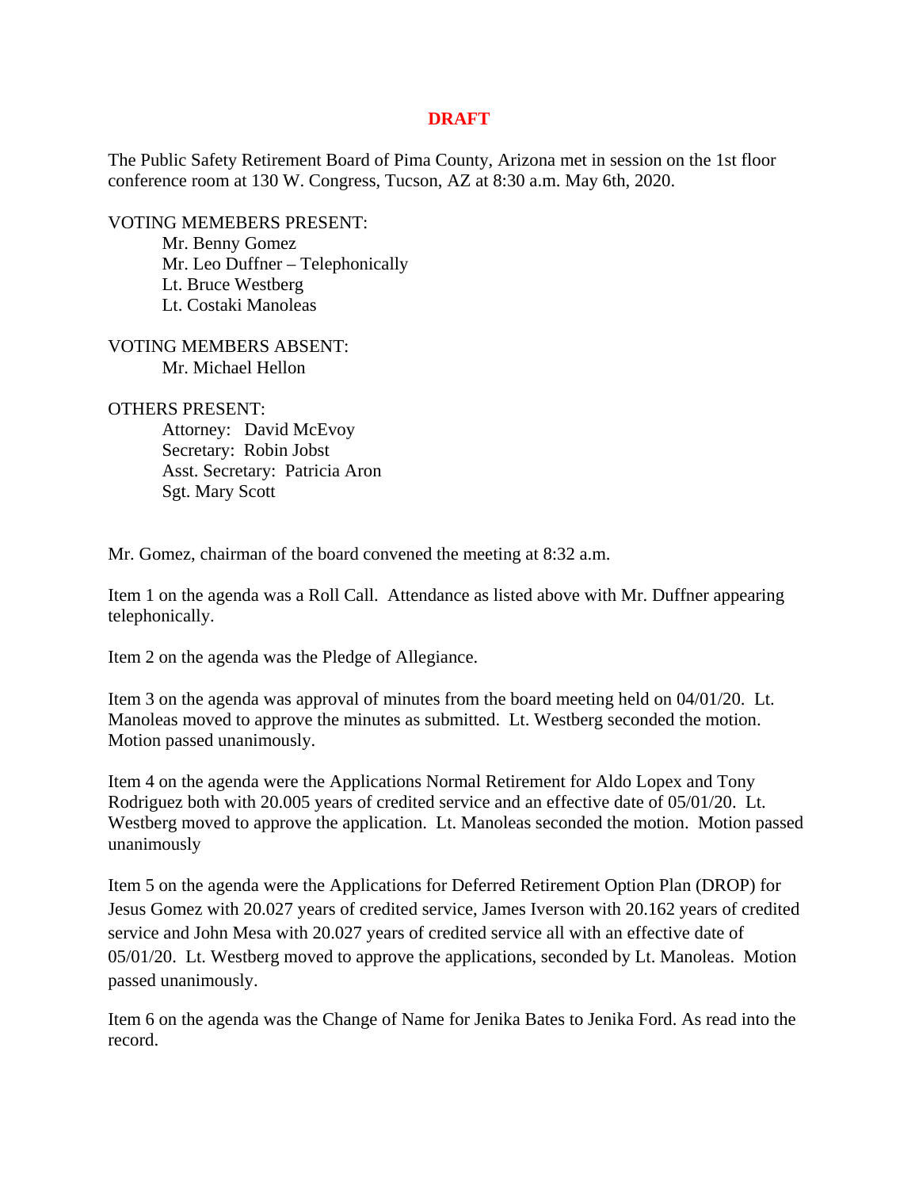**DRAFT**

The Public Safety Retirement Board of Pima County, Arizona met in session on the 1st floor conference room at 130 W. Congress, Tucson, AZ at 8:30 a.m. May 6th, 2020.

VOTING MEMEBERS PRESENT:

Mr. Benny Gomez
Mr. Leo Duffner – Telephonically
Lt. Bruce Westberg
Lt. Costaki Manoleas

VOTING MEMBERS ABSENT:

Mr. Michael Hellon

OTHERS PRESENT:

Attorney: David McEvoy
Secretary: Robin Jobst
Asst. Secretary: Patricia Aron
Sgt. Mary Scott

Mr. Gomez, chairman of the board convened the meeting at 8:32 a.m.

Item 1 on the agenda was a Roll Call. Attendance as listed above with Mr. Duffner appearing telephonically.

Item 2 on the agenda was the Pledge of Allegiance.

Item 3 on the agenda was approval of minutes from the board meeting held on 04/01/20. Lt. Manoleas moved to approve the minutes as submitted. Lt. Westberg seconded the motion. Motion passed unanimously.

Item 4 on the agenda were the Applications Normal Retirement for Aldo Lopex and Tony Rodriguez both with 20.005 years of credited service and an effective date of 05/01/20. Lt. Westberg moved to approve the application. Lt. Manoleas seconded the motion. Motion passed unanimously

Item 5 on the agenda were the Applications for Deferred Retirement Option Plan (DROP) for Jesus Gomez with 20.027 years of credited service, James Iverson with 20.162 years of credited service and John Mesa with 20.027 years of credited service all with an effective date of 05/01/20. Lt. Westberg moved to approve the applications, seconded by Lt. Manoleas. Motion passed unanimously.

Item 6 on the agenda was the Change of Name for Jenika Bates to Jenika Ford. As read into the record.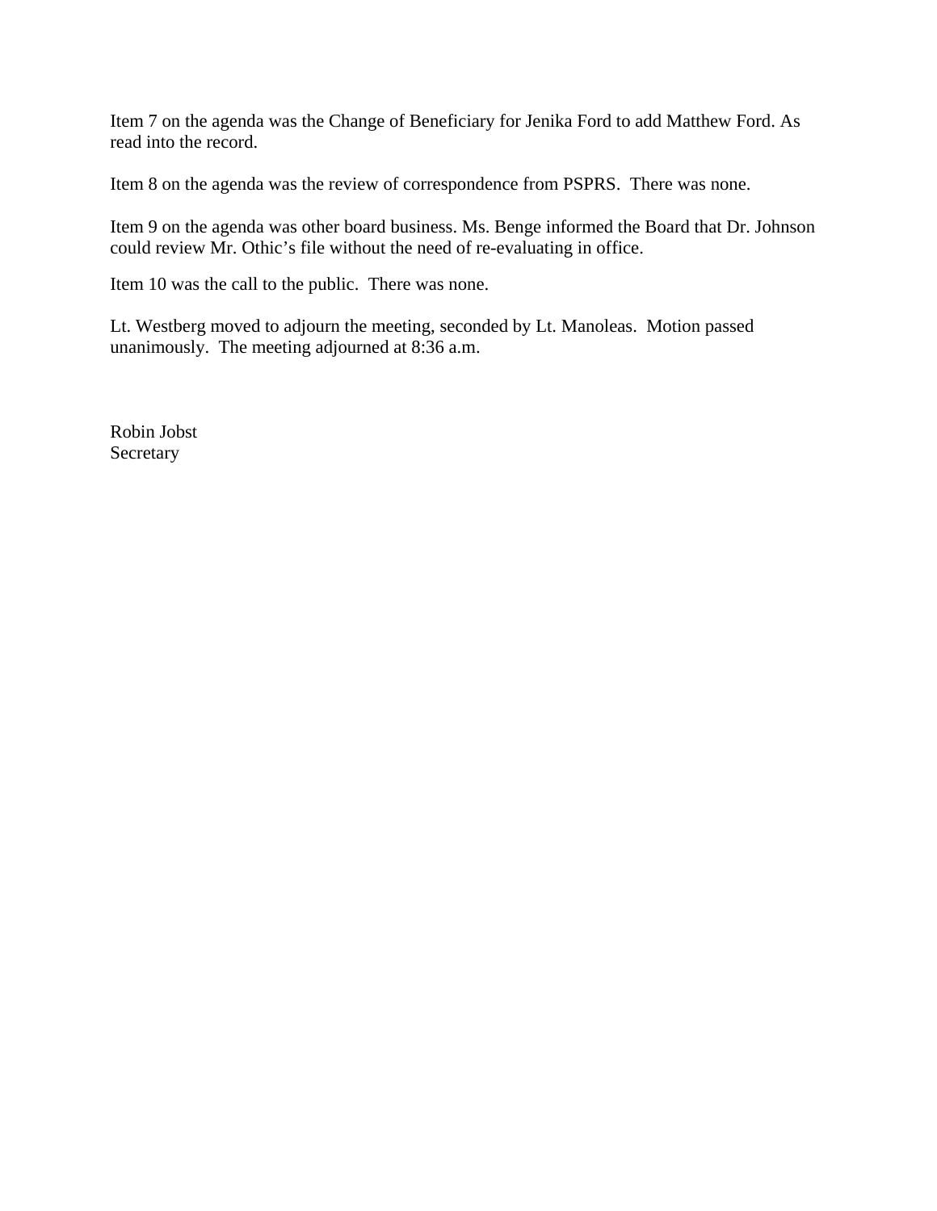Item 7 on the agenda was the Change of Beneficiary for Jenika Ford to add Matthew Ford. As read into the record.

Item 8 on the agenda was the review of correspondence from PSPRS. There was none.

Item 9 on the agenda was other board business. Ms. Benge informed the Board that Dr. Johnson could review Mr. Othic's file without the need of re-evaluating in office.

Item 10 was the call to the public. There was none.

Lt. Westberg moved to adjourn the meeting, seconded by Lt. Manoleas. Motion passed unanimously. The meeting adjourned at 8:36 a.m.

Robin Jobst
Secretary